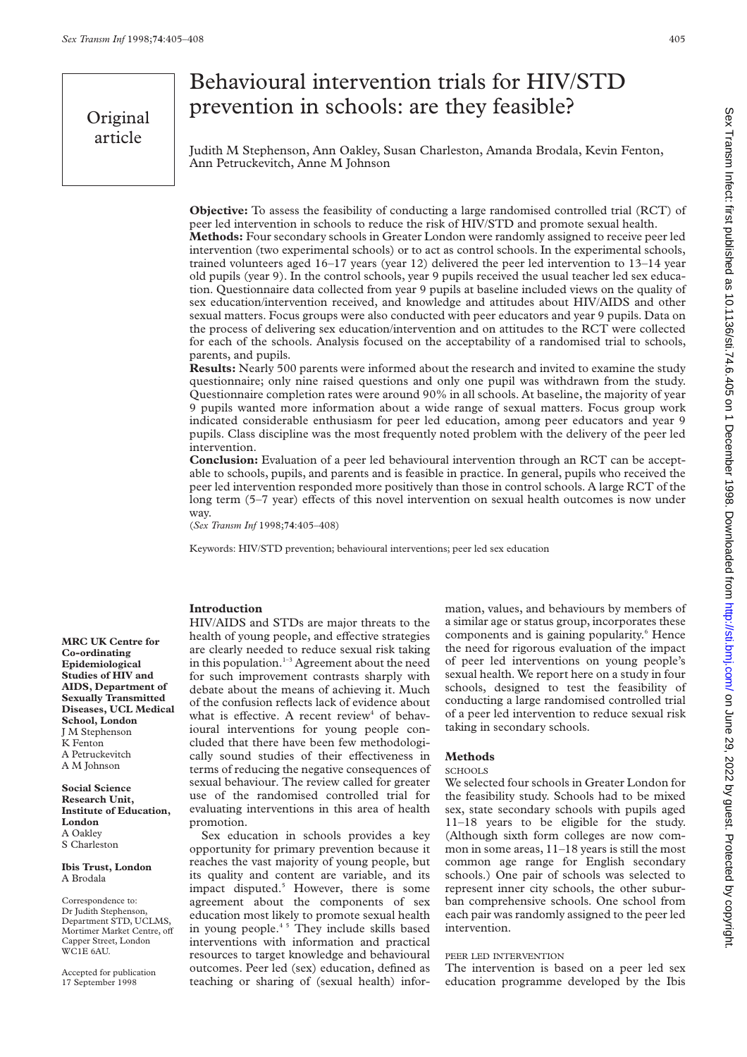Original article

# Behavioural intervention trials for HIV/STD prevention in schools: are they feasible?

Judith M Stephenson, Ann Oakley, Susan Charleston, Amanda Brodala, Kevin Fenton, Ann Petruckevitch, Anne M Johnson

**Objective:** To assess the feasibility of conducting a large randomised controlled trial (RCT) of peer led intervention in schools to reduce the risk of HIV/STD and promote sexual health.

**Methods:** Four secondary schools in Greater London were randomly assigned to receive peer led intervention (two experimental schools) or to act as control schools. In the experimental schools, trained volunteers aged 16–17 years (year 12) delivered the peer led intervention to 13–14 year old pupils (year 9). In the control schools, year 9 pupils received the usual teacher led sex education. Questionnaire data collected from year 9 pupils at baseline included views on the quality of sex education/intervention received, and knowledge and attitudes about HIV/AIDS and other sexual matters. Focus groups were also conducted with peer educators and year 9 pupils. Data on the process of delivering sex education/intervention and on attitudes to the RCT were collected for each of the schools. Analysis focused on the acceptability of a randomised trial to schools, parents, and pupils.

**Results:** Nearly 500 parents were informed about the research and invited to examine the study questionnaire; only nine raised questions and only one pupil was withdrawn from the study. Questionnaire completion rates were around 90% in all schools. At baseline, the majority of year 9 pupils wanted more information about a wide range of sexual matters. Focus group work indicated considerable enthusiasm for peer led education, among peer educators and year 9 pupils. Class discipline was the most frequently noted problem with the delivery of the peer led intervention.

**Conclusion:** Evaluation of a peer led behavioural intervention through an RCT can be acceptable to schools, pupils, and parents and is feasible in practice. In general, pupils who received the peer led intervention responded more positively than those in control schools. A large RCT of the long term (5–7 year) effects of this novel intervention on sexual health outcomes is now under way.

(*Sex Transm Inf* 1998;**74**:405–408)

Keywords: HIV/STD prevention; behavioural interventions; peer led sex education

**MRC UK Centre for Co-ordinating Epidemiological Studies of HIV and AIDS, Department of Sexually Transmitted Diseases, UCL Medical School, London**
J M Stephenson
K Fenton
A Petruckevitch
A M Johnson

**Social Science Research Unit, Institute of Education, London**
A Oakley
S Charleston

**Ibis Trust, London**
A Brodala

Correspondence to: Dr Judith Stephenson, Department STD, UCLMS, Mortimer Market Centre, off Capper Street, London WC1E 6AU.

Accepted for publication 17 September 1998

## Introduction

HIV/AIDS and STDs are major threats to the health of young people, and effective strategies are clearly needed to reduce sexual risk taking in this population.[1–3] Agreement about the need for such improvement contrasts sharply with debate about the means of achieving it. Much of the confusion reflects lack of evidence about what is effective. A recent review[4] of behavioural interventions for young people concluded that there have been few methodologically sound studies of their effectiveness in terms of reducing the negative consequences of sexual behaviour. The review called for greater use of the randomised controlled trial for evaluating interventions in this area of health promotion.

Sex education in schools provides a key opportunity for primary prevention because it reaches the vast majority of young people, but its quality and content are variable, and its impact disputed.[5] However, there is some agreement about the components of sex education most likely to promote sexual health in young people.[4 5] They include skills based interventions with information and practical resources to target knowledge and behavioural outcomes. Peer led (sex) education, defined as teaching or sharing of (sexual health) information, values, and behaviours by members of a similar age or status group, incorporates these components and is gaining popularity.[6] Hence the need for rigorous evaluation of the impact of peer led interventions on young people's sexual health. We report here on a study in four schools, designed to test the feasibility of conducting a large randomised controlled trial of a peer led intervention to reduce sexual risk taking in secondary schools.

## Methods

### SCHOOLS

We selected four schools in Greater London for the feasibility study. Schools had to be mixed sex, state secondary schools with pupils aged 11–18 years to be eligible for the study. (Although sixth form colleges are now common in some areas, 11–18 years is still the most common age range for English secondary schools.) One pair of schools was selected to represent inner city schools, the other suburban comprehensive schools. One school from each pair was randomly assigned to the peer led intervention.

### PEER LED INTERVENTION

The intervention is based on a peer led sex education programme developed by the Ibis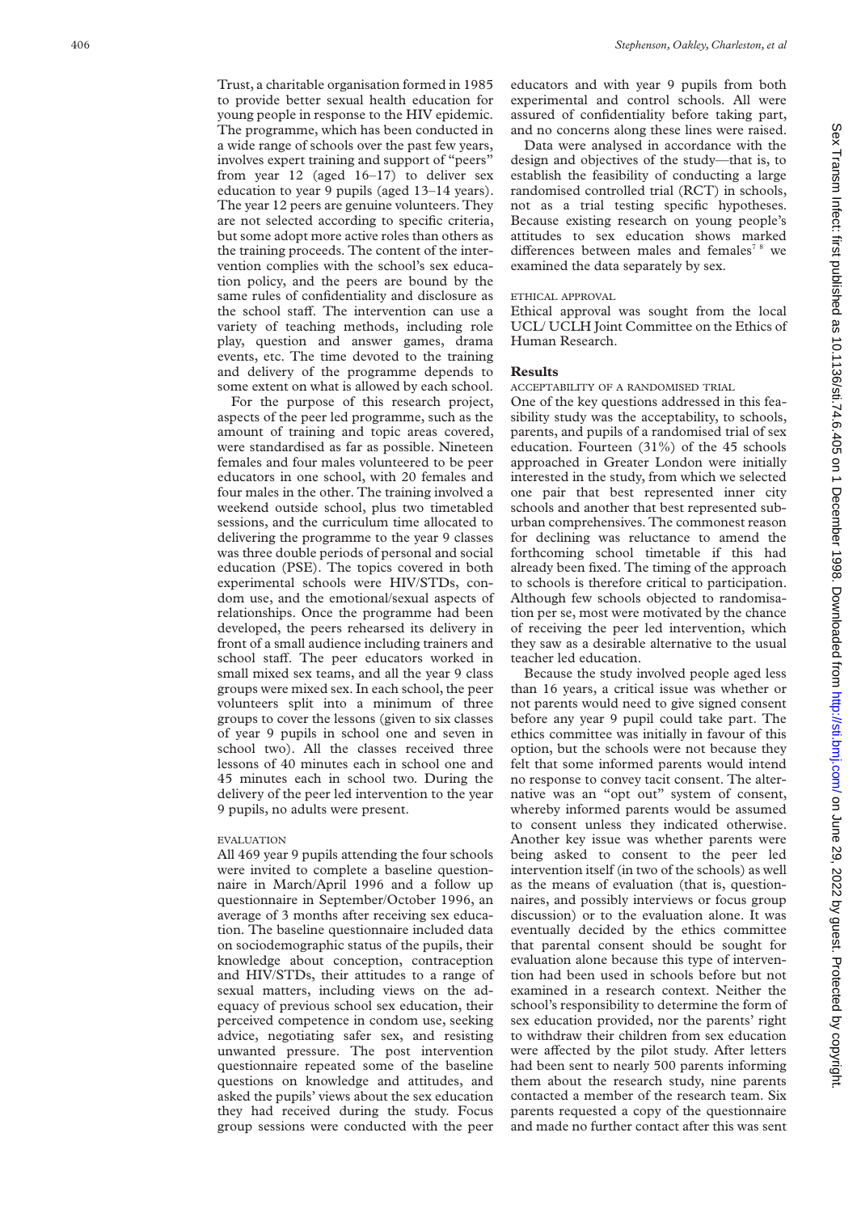Trust, a charitable organisation formed in 1985 to provide better sexual health education for young people in response to the HIV epidemic. The programme, which has been conducted in a wide range of schools over the past few years, involves expert training and support of "peers" from year 12 (aged 16–17) to deliver sex education to year 9 pupils (aged 13–14 years). The year 12 peers are genuine volunteers. They are not selected according to specific criteria, but some adopt more active roles than others as the training proceeds. The content of the intervention complies with the school's sex education policy, and the peers are bound by the same rules of confidentiality and disclosure as the school staff. The intervention can use a variety of teaching methods, including role play, question and answer games, drama events, etc. The time devoted to the training and delivery of the programme depends to some extent on what is allowed by each school.

For the purpose of this research project, aspects of the peer led programme, such as the amount of training and topic areas covered, were standardised as far as possible. Nineteen females and four males volunteered to be peer educators in one school, with 20 females and four males in the other. The training involved a weekend outside school, plus two timetabled sessions, and the curriculum time allocated to delivering the programme to the year 9 classes was three double periods of personal and social education (PSE). The topics covered in both experimental schools were HIV/STDs, condom use, and the emotional/sexual aspects of relationships. Once the programme had been developed, the peers rehearsed its delivery in front of a small audience including trainers and school staff. The peer educators worked in small mixed sex teams, and all the year 9 class groups were mixed sex. In each school, the peer volunteers split into a minimum of three groups to cover the lessons (given to six classes of year 9 pupils in school one and seven in school two). All the classes received three lessons of 40 minutes each in school one and 45 minutes each in school two. During the delivery of the peer led intervention to the year 9 pupils, no adults were present.

### EVALUATION

All 469 year 9 pupils attending the four schools were invited to complete a baseline questionnaire in March/April 1996 and a follow up questionnaire in September/October 1996, an average of 3 months after receiving sex education. The baseline questionnaire included data on sociodemographic status of the pupils, their knowledge about conception, contraception and HIV/STDs, their attitudes to a range of sexual matters, including views on the adequacy of previous school sex education, their perceived competence in condom use, seeking advice, negotiating safer sex, and resisting unwanted pressure. The post intervention questionnaire repeated some of the baseline questions on knowledge and attitudes, and asked the pupils' views about the sex education they had received during the study. Focus group sessions were conducted with the peer educators and with year 9 pupils from both experimental and control schools. All were assured of confidentiality before taking part, and no concerns along these lines were raised.

Data were analysed in accordance with the design and objectives of the study—that is, to establish the feasibility of conducting a large randomised controlled trial (RCT) in schools, not as a trial testing specific hypotheses. Because existing research on young people's attitudes to sex education shows marked differences between males and females[7,8] we examined the data separately by sex.

### ETHICAL APPROVAL

Ethical approval was sought from the local UCL/ UCLH Joint Committee on the Ethics of Human Research.

## Results

### ACCEPTABILITY OF A RANDOMISED TRIAL

One of the key questions addressed in this feasibility study was the acceptability, to schools, parents, and pupils of a randomised trial of sex education. Fourteen (31%) of the 45 schools approached in Greater London were initially interested in the study, from which we selected one pair that best represented inner city schools and another that best represented suburban comprehensives. The commonest reason for declining was reluctance to amend the forthcoming school timetable if this had already been fixed. The timing of the approach to schools is therefore critical to participation. Although few schools objected to randomisation per se, most were motivated by the chance of receiving the peer led intervention, which they saw as a desirable alternative to the usual teacher led education.

Because the study involved people aged less than 16 years, a critical issue was whether or not parents would need to give signed consent before any year 9 pupil could take part. The ethics committee was initially in favour of this option, but the schools were not because they felt that some informed parents would intend no response to convey tacit consent. The alternative was an "opt out" system of consent, whereby informed parents would be assumed to consent unless they indicated otherwise. Another key issue was whether parents were being asked to consent to the peer led intervention itself (in two of the schools) as well as the means of evaluation (that is, questionnaires, and possibly interviews or focus group discussion) or to the evaluation alone. It was eventually decided by the ethics committee that parental consent should be sought for evaluation alone because this type of intervention had been used in schools before but not examined in a research context. Neither the school's responsibility to determine the form of sex education provided, nor the parents' right to withdraw their children from sex education were affected by the pilot study. After letters had been sent to nearly 500 parents informing them about the research study, nine parents contacted a member of the research team. Six parents requested a copy of the questionnaire and made no further contact after this was sent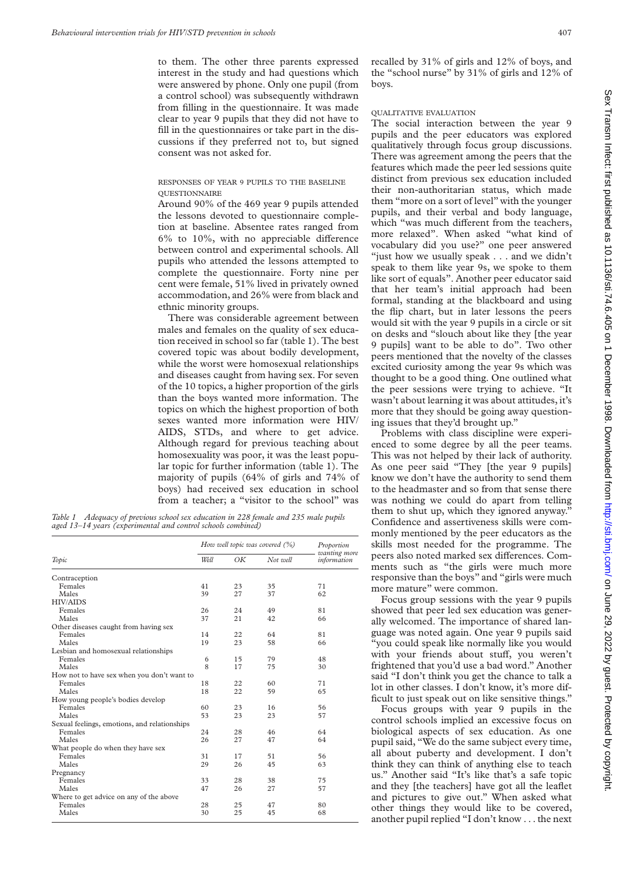to them. The other three parents expressed interest in the study and had questions which were answered by phone. Only one pupil (from a control school) was subsequently withdrawn from filling in the questionnaire. It was made clear to year 9 pupils that they did not have to fill in the questionnaires or take part in the discussions if they preferred not to, but signed consent was not asked for.

### RESPONSES OF YEAR 9 PUPILS TO THE BASELINE QUESTIONNAIRE

Around 90% of the 469 year 9 pupils attended the lessons devoted to questionnaire completion at baseline. Absentee rates ranged from 6% to 10%, with no appreciable difference between control and experimental schools. All pupils who attended the lessons attempted to complete the questionnaire. Forty nine per cent were female, 51% lived in privately owned accommodation, and 26% were from black and ethnic minority groups.

There was considerable agreement between males and females on the quality of sex education received in school so far (table 1). The best covered topic was about bodily development, while the worst were homosexual relationships and diseases caught from having sex. For seven of the 10 topics, a higher proportion of the girls than the boys wanted more information. The topics on which the highest proportion of both sexes wanted more information were HIV/AIDS, STDs, and where to get advice. Although regard for previous teaching about homosexuality was poor, it was the least popular topic for further information (table 1). The majority of pupils (64% of girls and 74% of boys) had received sex education in school from a teacher; a "visitor to the school" was recalled by 31% of girls and 12% of boys, and the "school nurse" by 31% of girls and 12% of boys.

*Table 1 Adequacy of previous school sex education in 228 female and 235 male pupils aged 13–14 years (experimental and control schools combined)*

| Topic | How well topic was covered (%) | | | Proportion wanting more information |
|---|---|---|---|---|
| | Well | OK | Not well | |
| Contraception | | | | |
| Females | 41 | 23 | 35 | 71 |
| Males | 39 | 27 | 37 | 62 |
| HIV/AIDS | | | | |
| Females | 26 | 24 | 49 | 81 |
| Males | 37 | 21 | 42 | 66 |
| Other diseases caught from having sex | | | | |
| Females | 14 | 22 | 64 | 81 |
| Males | 19 | 23 | 58 | 66 |
| Lesbian and homosexual relationships | | | | |
| Females | 6 | 15 | 79 | 48 |
| Males | 8 | 17 | 75 | 30 |
| How not to have sex when you don't want to | | | | |
| Females | 18 | 22 | 60 | 71 |
| Males | 18 | 22 | 59 | 65 |
| How young people's bodies develop | | | | |
| Females | 60 | 23 | 16 | 56 |
| Males | 53 | 23 | 23 | 57 |
| Sexual feelings, emotions, and relationships | | | | |
| Females | 24 | 28 | 46 | 64 |
| Males | 26 | 27 | 47 | 64 |
| What people do when they have sex | | | | |
| Females | 31 | 17 | 51 | 56 |
| Males | 29 | 26 | 45 | 63 |
| Pregnancy | | | | |
| Females | 33 | 28 | 38 | 75 |
| Males | 47 | 26 | 27 | 57 |
| Where to get advice on any of the above | | | | |
| Females | 28 | 25 | 47 | 80 |
| Males | 30 | 25 | 45 | 68 |

### QUALITATIVE EVALUATION

The social interaction between the year 9 pupils and the peer educators was explored qualitatively through focus group discussions. There was agreement among the peers that the features which made the peer led sessions quite distinct from previous sex education included their non-authoritarian status, which made them "more on a sort of level" with the younger pupils, and their verbal and body language, which "was much different from the teachers, more relaxed". When asked "what kind of vocabulary did you use?" one peer answered "just how we usually speak . . . and we didn't speak to them like year 9s, we spoke to them like sort of equals". Another peer educator said that her team's initial approach had been formal, standing at the blackboard and using the flip chart, but in later lessons the peers would sit with the year 9 pupils in a circle or sit on desks and "slouch about like they [the year 9 pupils] want to be able to do". Two other peers mentioned that the novelty of the classes excited curiosity among the year 9s which was thought to be a good thing. One outlined what the peer sessions were trying to achieve. "It wasn't about learning it was about attitudes, it's more that they should be going away questioning issues that they'd brought up."

Problems with class discipline were experienced to some degree by all the peer teams. This was not helped by their lack of authority. As one peer said "They [the year 9 pupils] know we don't have the authority to send them to the headmaster and so from that sense there was nothing we could do apart from telling them to shut up, which they ignored anyway." Confidence and assertiveness skills were commonly mentioned by the peer educators as the skills most needed for the programme. The peers also noted marked sex differences. Comments such as "the girls were much more responsive than the boys" and "girls were much more mature" were common.

Focus group sessions with the year 9 pupils showed that peer led sex education was generally welcomed. The importance of shared language was noted again. One year 9 pupils said "you could speak like normally like you would with your friends about stuff, you weren't frightened that you'd use a bad word." Another said "I don't think you get the chance to talk a lot in other classes. I don't know, it's more difficult to just speak out on like sensitive things."

Focus groups with year 9 pupils in the control schools implied an excessive focus on biological aspects of sex education. As one pupil said, "We do the same subject every time, all about puberty and development. I don't think they can think of anything else to teach us." Another said "It's like that's a safe topic and they [the teachers] have got all the leaflet and pictures to give out." When asked what other things they would like to be covered, another pupil replied "I don't know . . . the next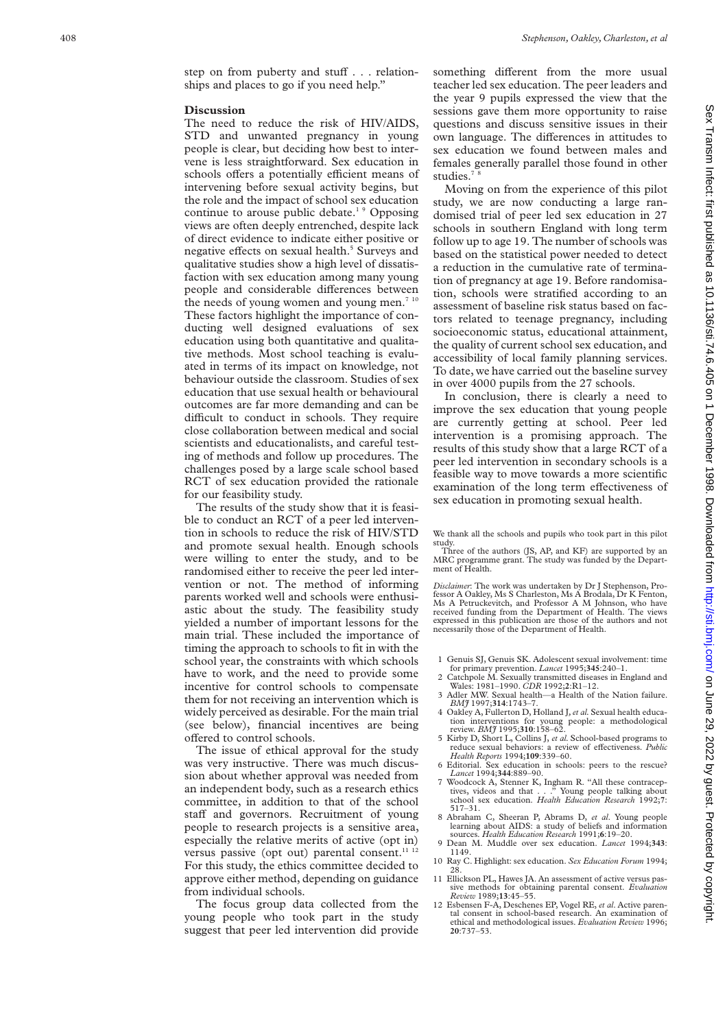step on from puberty and stuff . . . relationships and places to go if you need help."

## Discussion

The need to reduce the risk of HIV/AIDS, STD and unwanted pregnancy in young people is clear, but deciding how best to intervene is less straightforward. Sex education in schools offers a potentially efficient means of intervening before sexual activity begins, but the role and the impact of school sex education continue to arouse public debate.[1 9] Opposing views are often deeply entrenched, despite lack of direct evidence to indicate either positive or negative effects on sexual health.[5] Surveys and qualitative studies show a high level of dissatisfaction with sex education among many young people and considerable differences between the needs of young women and young men.[7 10] These factors highlight the importance of conducting well designed evaluations of sex education using both quantitative and qualitative methods. Most school teaching is evaluated in terms of its impact on knowledge, not behaviour outside the classroom. Studies of sex education that use sexual health or behavioural outcomes are far more demanding and can be difficult to conduct in schools. They require close collaboration between medical and social scientists and educationalists, and careful testing of methods and follow up procedures. The challenges posed by a large scale school based RCT of sex education provided the rationale for our feasibility study.

The results of the study show that it is feasible to conduct an RCT of a peer led intervention in schools to reduce the risk of HIV/STD and promote sexual health. Enough schools were willing to enter the study, and to be randomised either to receive the peer led intervention or not. The method of informing parents worked well and schools were enthusiastic about the study. The feasibility study yielded a number of important lessons for the main trial. These included the importance of timing the approach to schools to fit in with the school year, the constraints with which schools have to work, and the need to provide some incentive for control schools to compensate them for not receiving an intervention which is widely perceived as desirable. For the main trial (see below), financial incentives are being offered to control schools.

The issue of ethical approval for the study was very instructive. There was much discussion about whether approval was needed from an independent body, such as a research ethics committee, in addition to that of the school staff and governors. Recruitment of young people to research projects is a sensitive area, especially the relative merits of active (opt in) versus passive (opt out) parental consent.[11 12] For this study, the ethics committee decided to approve either method, depending on guidance from individual schools.

The focus group data collected from the young people who took part in the study suggest that peer led intervention did provide something different from the more usual teacher led sex education. The peer leaders and the year 9 pupils expressed the view that the sessions gave them more opportunity to raise questions and discuss sensitive issues in their own language. The differences in attitudes to sex education we found between males and females generally parallel those found in other studies.[7 8]

Moving on from the experience of this pilot study, we are now conducting a large randomised trial of peer led sex education in 27 schools in southern England with long term follow up to age 19. The number of schools was based on the statistical power needed to detect a reduction in the cumulative rate of termination of pregnancy at age 19. Before randomisation, schools were stratified according to an assessment of baseline risk status based on factors related to teenage pregnancy, including socioeconomic status, educational attainment, the quality of current school sex education, and accessibility of local family planning services. To date, we have carried out the baseline survey in over 4000 pupils from the 27 schools.

In conclusion, there is clearly a need to improve the sex education that young people are currently getting at school. Peer led intervention is a promising approach. The results of this study show that a large RCT of a peer led intervention in secondary schools is a feasible way to move towards a more scientific examination of the long term effectiveness of sex education in promoting sexual health.

We thank all the schools and pupils who took part in this pilot study.

Three of the authors (JS, AP, and KF) are supported by an MRC programme grant. The study was funded by the Department of Health.

*Disclaimer*: The work was undertaken by Dr J Stephenson, Professor A Oakley, Ms S Charleston, Ms A Brodala, Dr K Fenton, Ms A Petruckevitch, and Professor A M Johnson, who have received funding from the Department of Health. The views expressed in this publication are those of the authors and not necessarily those of the Department of Health.

1. Genuis SJ, Genuis SK. Adolescent sexual involvement: time for primary prevention. *Lancet* 1995;**345**:240–1.
2. Catchpole M. Sexually transmitted diseases in England and Wales: 1981–1990. *CDR* 1992;**2**:R1–12.
3. Adler MW. Sexual health—a Health of the Nation failure. *BMJ* 1997;**314**:1743–7.
4. Oakley A, Fullerton D, Holland J, *et al*. Sexual health education interventions for young people: a methodological review. *BMJ* 1995;**310**:158–62.
5. Kirby D, Short L, Collins J, *et al*. School-based programs to reduce sexual behaviors: a review of effectiveness. *Public Health Reports* 1994;**109**:339–60.
6. Editorial. Sex education in schools: peers to the rescue? *Lancet* 1994;**344**:889–90.
7. Woodcock A, Stenner K, Ingham R. "All these contraceptives, videos and that . . ." Young people talking about school sex education. *Health Education Research* 1992;**7**:517–31.
8. Abraham C, Sheeran P, Abrams D, *et al*. Young people learning about AIDS: a study of beliefs and information sources. *Health Education Research* 1991;**6**:19–20.
9. Dean M. Muddle over sex education. *Lancet* 1994;**343**:1149.
10. Ray C. Highlight: sex education. *Sex Education Forum* 1994;28.
11. Ellickson PL, Hawes JA. An assessment of active versus passive methods for obtaining parental consent. *Evaluation Review* 1989;**13**:45–55.
12. Esbensen F-A, Deschenes EP, Vogel RE, *et al*. Active parental consent in school-based research. An examination of ethical and methodological issues. *Evaluation Review* 1996;**20**:737–53.